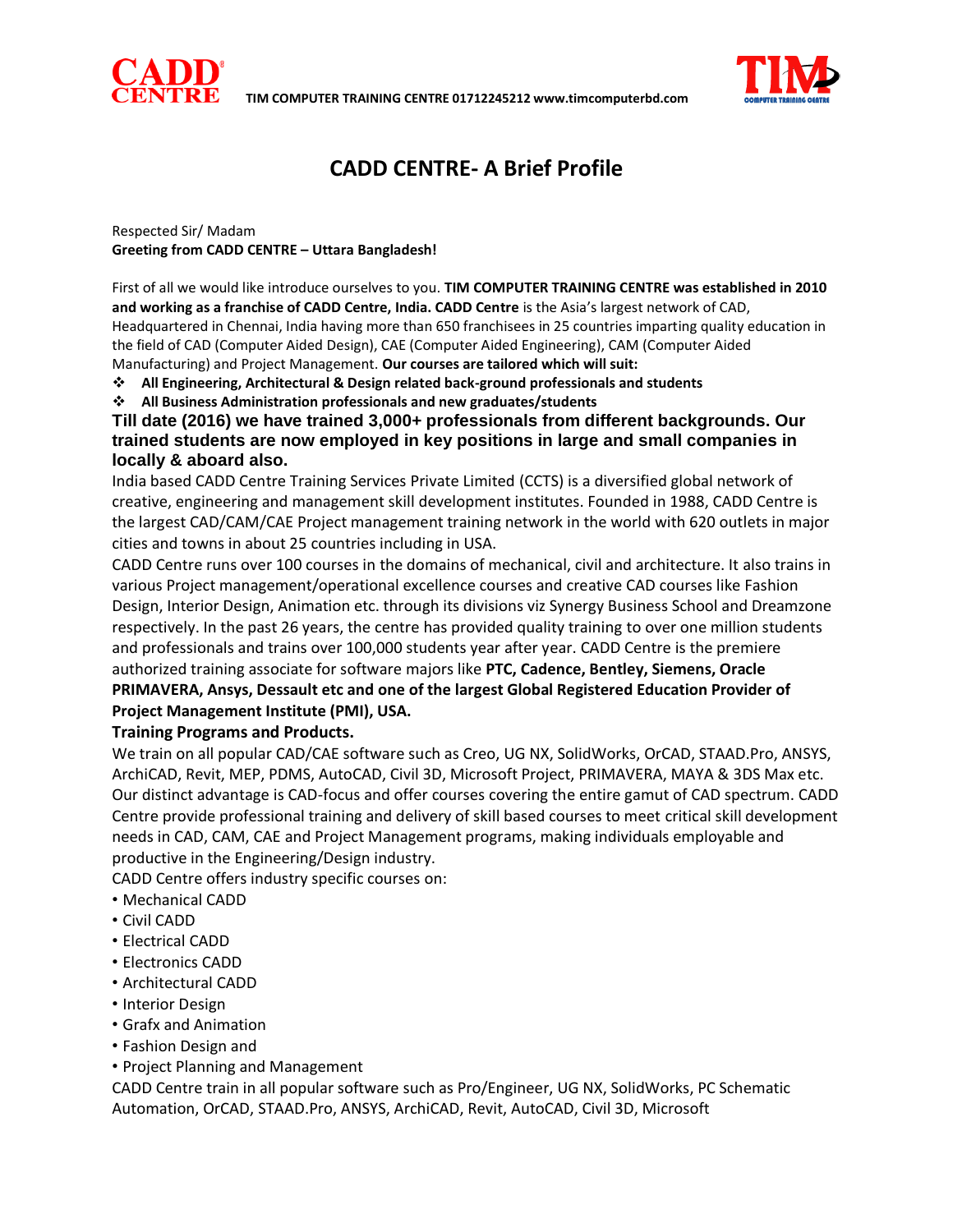TIM COMPUTER TRAINING CENTRE 01712245212 www.timcomputerbd.com

# CADD CENTRE- A Brief Profile

Respected Sir/ Madam
**Greeting from CADD CENTRE – Uttara Bangladesh!**

First of all we would like introduce ourselves to you. **TIM COMPUTER TRAINING CENTRE was established in 2010 and working as a franchise of CADD Centre, India. CADD Centre** is the Asia's largest network of CAD, Headquartered in Chennai, India having more than 650 franchisees in 25 countries imparting quality education in the field of CAD (Computer Aided Design), CAE (Computer Aided Engineering), CAM (Computer Aided Manufacturing) and Project Management. **Our courses are tailored which will suit:**

- **All Engineering, Architectural & Design related back-ground professionals and students**
- **All Business Administration professionals and new graduates/students**

**Till date (2016) we have trained 3,000+ professionals from different backgrounds. Our trained students are now employed in key positions in large and small companies in locally & aboard also.**

India based CADD Centre Training Services Private Limited (CCTS) is a diversified global network of creative, engineering and management skill development institutes. Founded in 1988, CADD Centre is the largest CAD/CAM/CAE Project management training network in the world with 620 outlets in major cities and towns in about 25 countries including in USA.

CADD Centre runs over 100 courses in the domains of mechanical, civil and architecture. It also trains in various Project management/operational excellence courses and creative CAD courses like Fashion Design, Interior Design, Animation etc. through its divisions viz Synergy Business School and Dreamzone respectively. In the past 26 years, the centre has provided quality training to over one million students and professionals and trains over 100,000 students year after year. CADD Centre is the premiere authorized training associate for software majors like **PTC, Cadence, Bentley, Siemens, Oracle PRIMAVERA, Ansys, Dessault etc and one of the largest Global Registered Education Provider of Project Management Institute (PMI), USA.**

**Training Programs and Products.**

We train on all popular CAD/CAE software such as Creo, UG NX, SolidWorks, OrCAD, STAAD.Pro, ANSYS, ArchiCAD, Revit, MEP, PDMS, AutoCAD, Civil 3D, Microsoft Project, PRIMAVERA, MAYA & 3DS Max etc. Our distinct advantage is CAD-focus and offer courses covering the entire gamut of CAD spectrum. CADD Centre provide professional training and delivery of skill based courses to meet critical skill development needs in CAD, CAM, CAE and Project Management programs, making individuals employable and productive in the Engineering/Design industry.

CADD Centre offers industry specific courses on:

- Mechanical CADD
- Civil CADD
- Electrical CADD
- Electronics CADD
- Architectural CADD
- Interior Design
- Grafx and Animation
- Fashion Design and
- Project Planning and Management

CADD Centre train in all popular software such as Pro/Engineer, UG NX, SolidWorks, PC Schematic Automation, OrCAD, STAAD.Pro, ANSYS, ArchiCAD, Revit, AutoCAD, Civil 3D, Microsoft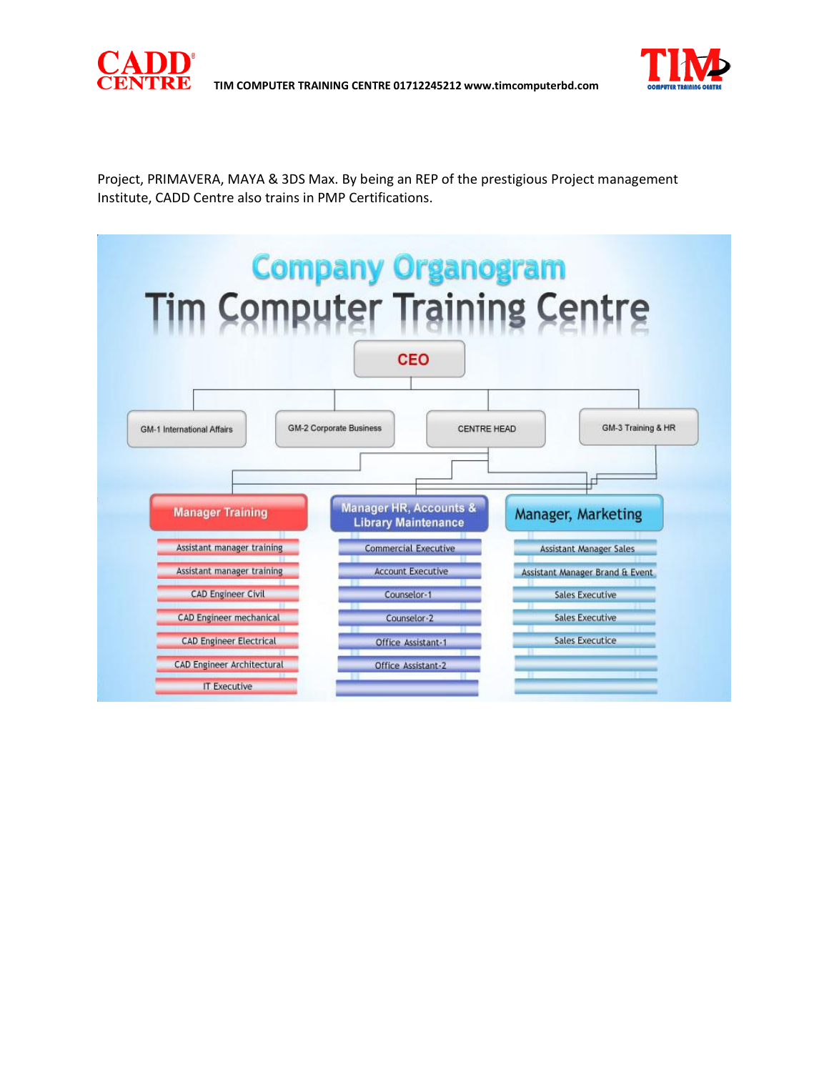Project, PRIMAVERA, MAYA & 3DS Max. By being an REP of the prestigious Project management Institute, CADD Centre also trains in PMP Certifications.

# Company Organogram

## Tim Computer Training Centre

**CEO**

- GM-1 International Affairs
- GM-2 Corporate Business
- CENTRE HEAD
- GM-3 Training & HR

| Manager Training | Manager HR, Accounts & Library Maintenance | Manager, Marketing |
|---|---|---|
| Assistant manager training | Commercial Executive | Assistant Manager Sales |
| Assistant manager training | Account Executive | Assistant Manager Brand & Event |
| CAD Engineer Civil | Counselor-1 | Sales Executive |
| CAD Engineer mechanical | Counselor-2 | Sales Executive |
| CAD Engineer Electrical | Office Assistant-1 | Sales Executice |
| CAD Engineer Architectural | Office Assistant-2 | |
| IT Executive | | |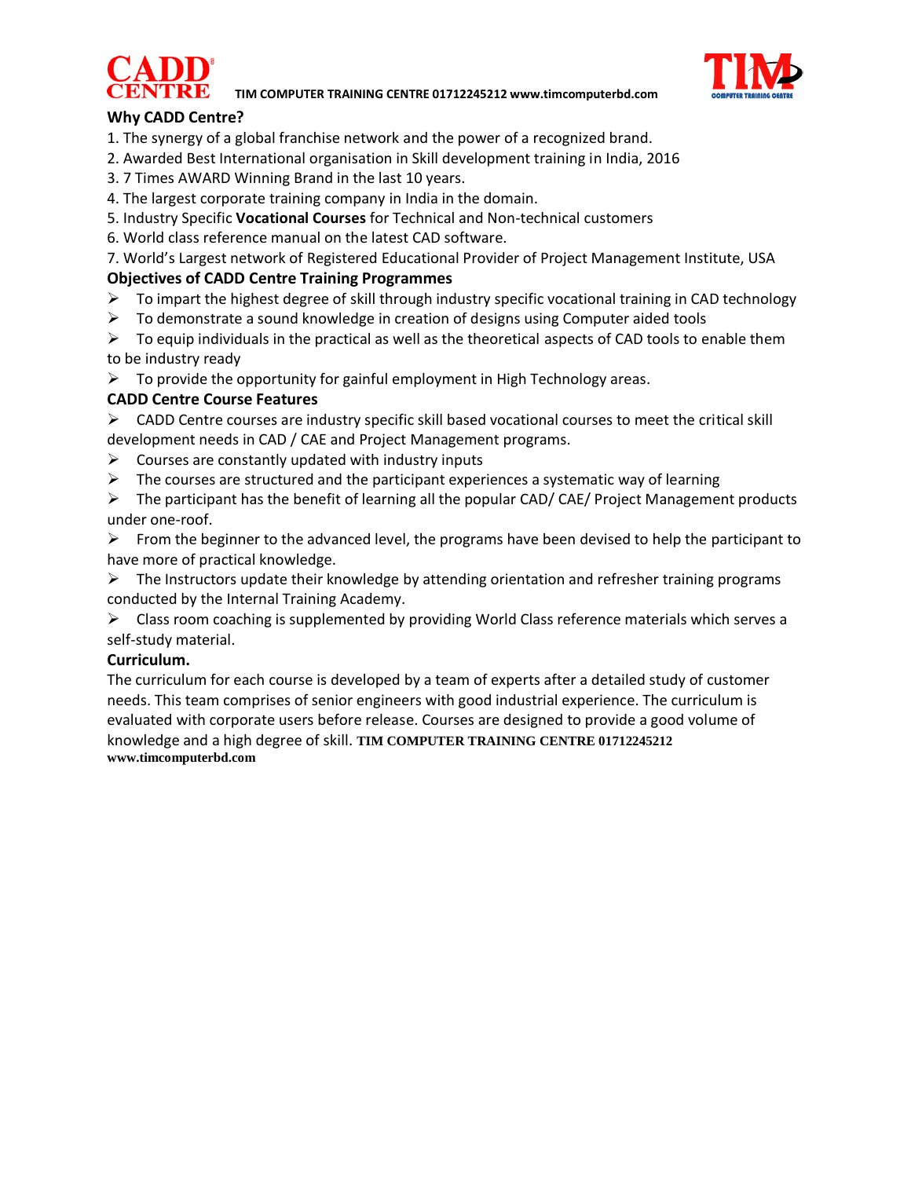## Why CADD Centre?

1. The synergy of a global franchise network and the power of a recognized brand.
2. Awarded Best International organisation in Skill development training in India, 2016
3. 7 Times AWARD Winning Brand in the last 10 years.
4. The largest corporate training company in India in the domain.
5. Industry Specific **Vocational Courses** for Technical and Non-technical customers
6. World class reference manual on the latest CAD software.
7. World's Largest network of Registered Educational Provider of Project Management Institute, USA

## Objectives of CADD Centre Training Programmes

- To impart the highest degree of skill through industry specific vocational training in CAD technology
- To demonstrate a sound knowledge in creation of designs using Computer aided tools
- To equip individuals in the practical as well as the theoretical aspects of CAD tools to enable them to be industry ready
- To provide the opportunity for gainful employment in High Technology areas.

## CADD Centre Course Features

- CADD Centre courses are industry specific skill based vocational courses to meet the critical skill development needs in CAD / CAE and Project Management programs.
- Courses are constantly updated with industry inputs
- The courses are structured and the participant experiences a systematic way of learning
- The participant has the benefit of learning all the popular CAD/ CAE/ Project Management products under one-roof.
- From the beginner to the advanced level, the programs have been devised to help the participant to have more of practical knowledge.
- The Instructors update their knowledge by attending orientation and refresher training programs conducted by the Internal Training Academy.
- Class room coaching is supplemented by providing World Class reference materials which serves a self-study material.

## Curriculum.

The curriculum for each course is developed by a team of experts after a detailed study of customer needs. This team comprises of senior engineers with good industrial experience. The curriculum is evaluated with corporate users before release. Courses are designed to provide a good volume of knowledge and a high degree of skill. **TIM COMPUTER TRAINING CENTRE 01712245212 www.timcomputerbd.com**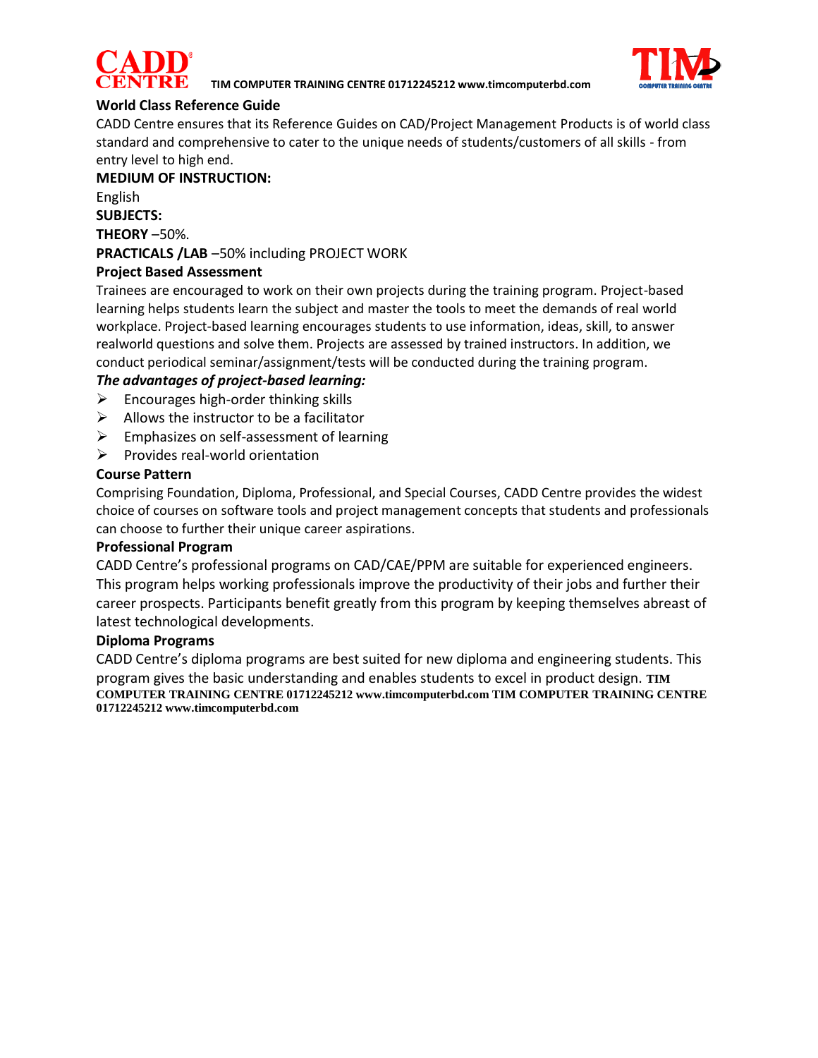### World Class Reference Guide

CADD Centre ensures that its Reference Guides on CAD/Project Management Products is of world class standard and comprehensive to cater to the unique needs of students/customers of all skills - from entry level to high end.

**MEDIUM OF INSTRUCTION:**

English

**SUBJECTS:**

**THEORY** –50%.

**PRACTICALS /LAB** –50% including PROJECT WORK

### Project Based Assessment

Trainees are encouraged to work on their own projects during the training program. Project-based learning helps students learn the subject and master the tools to meet the demands of real world workplace. Project-based learning encourages students to use information, ideas, skill, to answer realworld questions and solve them. Projects are assessed by trained instructors. In addition, we conduct periodical seminar/assignment/tests will be conducted during the training program.

***The advantages of project-based learning:***

- Encourages high-order thinking skills
- Allows the instructor to be a facilitator
- Emphasizes on self-assessment of learning
- Provides real-world orientation

### Course Pattern

Comprising Foundation, Diploma, Professional, and Special Courses, CADD Centre provides the widest choice of courses on software tools and project management concepts that students and professionals can choose to further their unique career aspirations.

### Professional Program

CADD Centre's professional programs on CAD/CAE/PPM are suitable for experienced engineers. This program helps working professionals improve the productivity of their jobs and further their career prospects. Participants benefit greatly from this program by keeping themselves abreast of latest technological developments.

### Diploma Programs

CADD Centre's diploma programs are best suited for new diploma and engineering students. This program gives the basic understanding and enables students to excel in product design. **TIM COMPUTER TRAINING CENTRE 01712245212 www.timcomputerbd.com TIM COMPUTER TRAINING CENTRE 01712245212 www.timcomputerbd.com**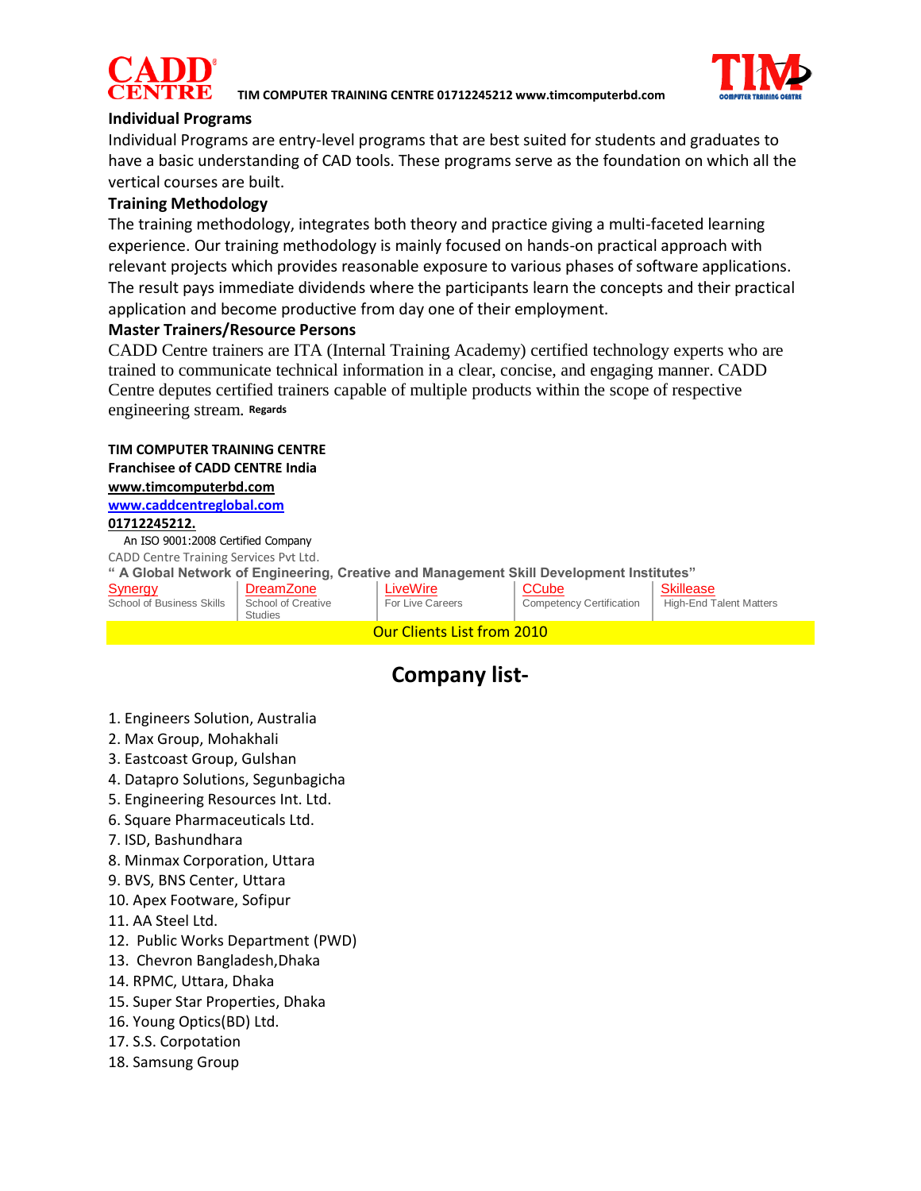### Individual Programs

Individual Programs are entry-level programs that are best suited for students and graduates to have a basic understanding of CAD tools. These programs serve as the foundation on which all the vertical courses are built.

### Training Methodology

The training methodology, integrates both theory and practice giving a multi-faceted learning experience. Our training methodology is mainly focused on hands-on practical approach with relevant projects which provides reasonable exposure to various phases of software applications. The result pays immediate dividends where the participants learn the concepts and their practical application and become productive from day one of their employment.

### Master Trainers/Resource Persons

CADD Centre trainers are ITA (Internal Training Academy) certified technology experts who are trained to communicate technical information in a clear, concise, and engaging manner. CADD Centre deputes certified trainers capable of multiple products within the scope of respective engineering stream. **Regards**

**TIM COMPUTER TRAINING CENTRE**
**Franchisee of CADD CENTRE India**
**www.timcomputerbd.com**
**www.caddcentreglobal.com**
**01712245212.**

An ISO 9001:2008 Certified Company
CADD Centre Training Services Pvt Ltd.
**" A Global Network of Engineering, Creative and Management Skill Development Institutes"**

| Synergy | DreamZone | LiveWire | CCube | Skillease |
|---|---|---|---|---|
| School of Business Skills | School of Creative Studies | For Live Careers | Competency Certification | High-End Talent Matters |

Our Clients List from 2010

## Company list-

1. Engineers Solution, Australia
2. Max Group, Mohakhali
3. Eastcoast Group, Gulshan
4. Datapro Solutions, Segunbagicha
5. Engineering Resources Int. Ltd.
6. Square Pharmaceuticals Ltd.
7. ISD, Bashundhara
8. Minmax Corporation, Uttara
9. BVS, BNS Center, Uttara
10. Apex Footware, Sofipur
11. AA Steel Ltd.
12. Public Works Department (PWD)
13. Chevron Bangladesh,Dhaka
14. RPMC, Uttara, Dhaka
15. Super Star Properties, Dhaka
16. Young Optics(BD) Ltd.
17. S.S. Corpotation
18. Samsung Group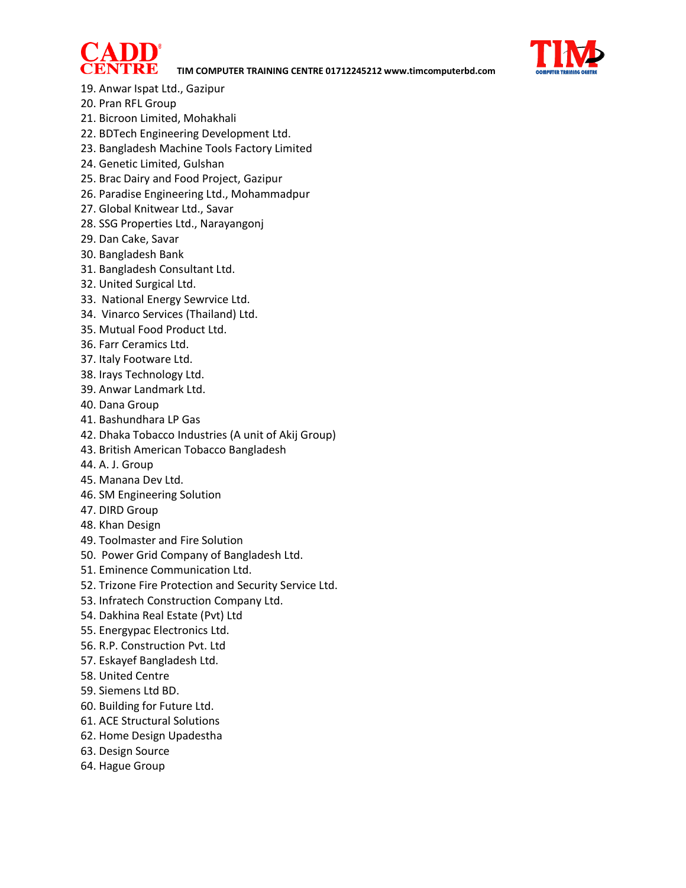19. Anwar Ispat Ltd., Gazipur
20. Pran RFL Group
21. Bicroon Limited, Mohakhali
22. BDTech Engineering Development Ltd.
23. Bangladesh Machine Tools Factory Limited
24. Genetic Limited, Gulshan
25. Brac Dairy and Food Project, Gazipur
26. Paradise Engineering Ltd., Mohammadpur
27. Global Knitwear Ltd., Savar
28. SSG Properties Ltd., Narayangonj
29. Dan Cake, Savar
30. Bangladesh Bank
31. Bangladesh Consultant Ltd.
32. United Surgical Ltd.
33. National Energy Sewrvice Ltd.
34. Vinarco Services (Thailand) Ltd.
35. Mutual Food Product Ltd.
36. Farr Ceramics Ltd.
37. Italy Footware Ltd.
38. Irays Technology Ltd.
39. Anwar Landmark Ltd.
40. Dana Group
41. Bashundhara LP Gas
42. Dhaka Tobacco Industries (A unit of Akij Group)
43. British American Tobacco Bangladesh
44. A. J. Group
45. Manana Dev Ltd.
46. SM Engineering Solution
47. DIRD Group
48. Khan Design
49. Toolmaster and Fire Solution
50. Power Grid Company of Bangladesh Ltd.
51. Eminence Communication Ltd.
52. Trizone Fire Protection and Security Service Ltd.
53. Infratech Construction Company Ltd.
54. Dakhina Real Estate (Pvt) Ltd
55. Energypac Electronics Ltd.
56. R.P. Construction Pvt. Ltd
57. Eskayef Bangladesh Ltd.
58. United Centre
59. Siemens Ltd BD.
60. Building for Future Ltd.
61. ACE Structural Solutions
62. Home Design Upadestha
63. Design Source
64. Hague Group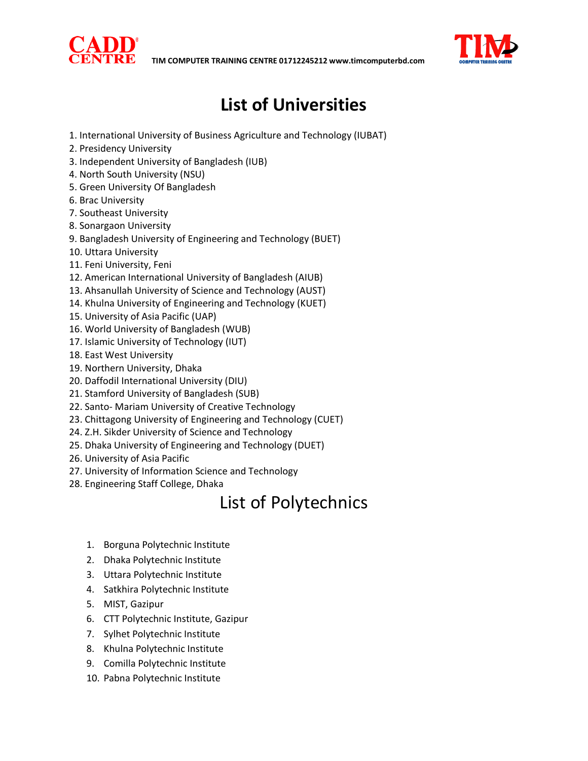# List of Universities

1. International University of Business Agriculture and Technology (IUBAT)
2. Presidency University
3. Independent University of Bangladesh (IUB)
4. North South University (NSU)
5. Green University Of Bangladesh
6. Brac University
7. Southeast University
8. Sonargaon University
9. Bangladesh University of Engineering and Technology (BUET)
10. Uttara University
11. Feni University, Feni
12. American International University of Bangladesh (AIUB)
13. Ahsanullah University of Science and Technology (AUST)
14. Khulna University of Engineering and Technology (KUET)
15. University of Asia Pacific (UAP)
16. World University of Bangladesh (WUB)
17. Islamic University of Technology (IUT)
18. East West University
19. Northern University, Dhaka
20. Daffodil International University (DIU)
21. Stamford University of Bangladesh (SUB)
22. Santo- Mariam University of Creative Technology
23. Chittagong University of Engineering and Technology (CUET)
24. Z.H. Sikder University of Science and Technology
25. Dhaka University of Engineering and Technology (DUET)
26. University of Asia Pacific
27. University of Information Science and Technology
28. Engineering Staff College, Dhaka

# List of Polytechnics

1. Borguna Polytechnic Institute
2. Dhaka Polytechnic Institute
3. Uttara Polytechnic Institute
4. Satkhira Polytechnic Institute
5. MIST, Gazipur
6. CTT Polytechnic Institute, Gazipur
7. Sylhet Polytechnic Institute
8. Khulna Polytechnic Institute
9. Comilla Polytechnic Institute
10. Pabna Polytechnic Institute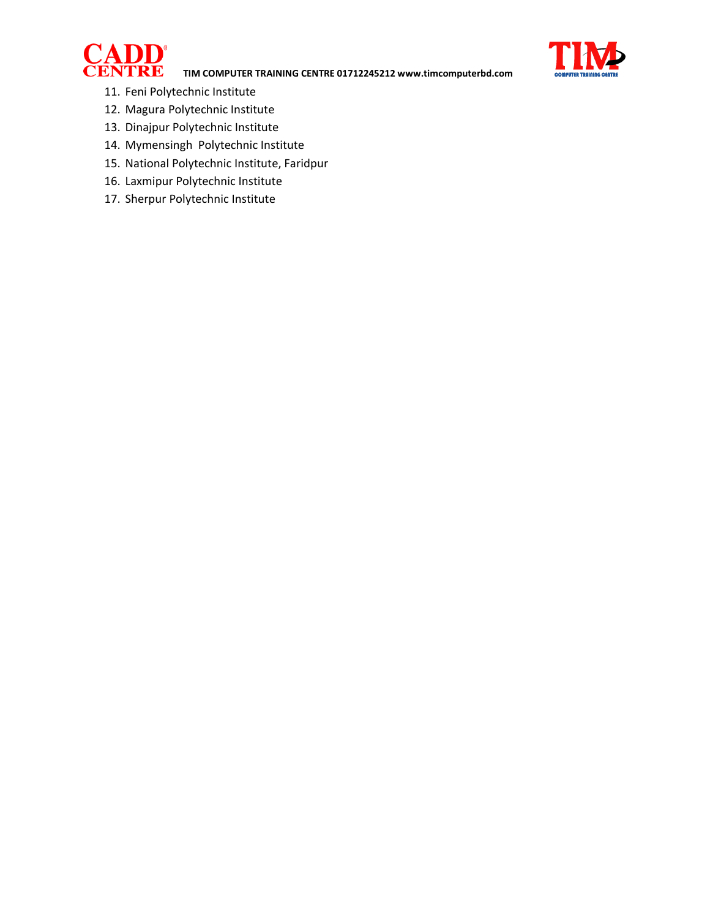11. Feni Polytechnic Institute
12. Magura Polytechnic Institute
13. Dinajpur Polytechnic Institute
14. Mymensingh  Polytechnic Institute
15. National Polytechnic Institute, Faridpur
16. Laxmipur Polytechnic Institute
17. Sherpur Polytechnic Institute